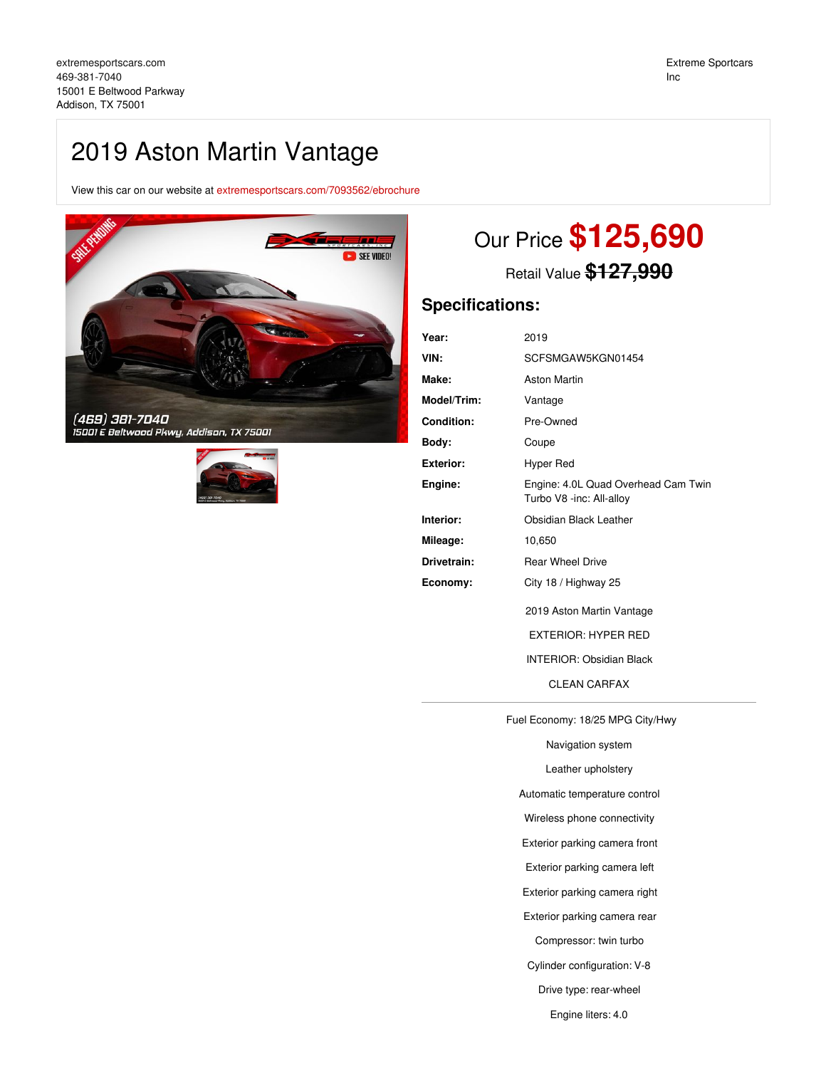extremesportscars.com
469-381-7040
15001 E Beltwood Parkway
Addison, TX 75001

Extreme Sportscars Inc

# 2019 Aston Martin Vantage

View this car on our website at extremesportscars.com/7093562/ebrochure

## Our Price **$125,690**

Retail Value ~~$127,990~~

## Specifications:

| | |
|---|---|
| **Year:** | 2019 |
| **VIN:** | SCFSMGAW5KGN01454 |
| **Make:** | Aston Martin |
| **Model/Trim:** | Vantage |
| **Condition:** | Pre-Owned |
| **Body:** | Coupe |
| **Exterior:** | Hyper Red |
| **Engine:** | Engine: 4.0L Quad Overhead Cam Twin Turbo V8 -inc: All-alloy |
| **Interior:** | Obsidian Black Leather |
| **Mileage:** | 10,650 |
| **Drivetrain:** | Rear Wheel Drive |
| **Economy:** | City 18 / Highway 25 |

2019 Aston Martin Vantage

EXTERIOR: HYPER RED

INTERIOR: Obsidian Black

CLEAN CARFAX

---

Fuel Economy: 18/25 MPG City/Hwy

Navigation system

Leather upholstery

Automatic temperature control

Wireless phone connectivity

Exterior parking camera front

Exterior parking camera left

Exterior parking camera right

Exterior parking camera rear

Compressor: twin turbo

Cylinder configuration: V-8

Drive type: rear-wheel

Engine liters: 4.0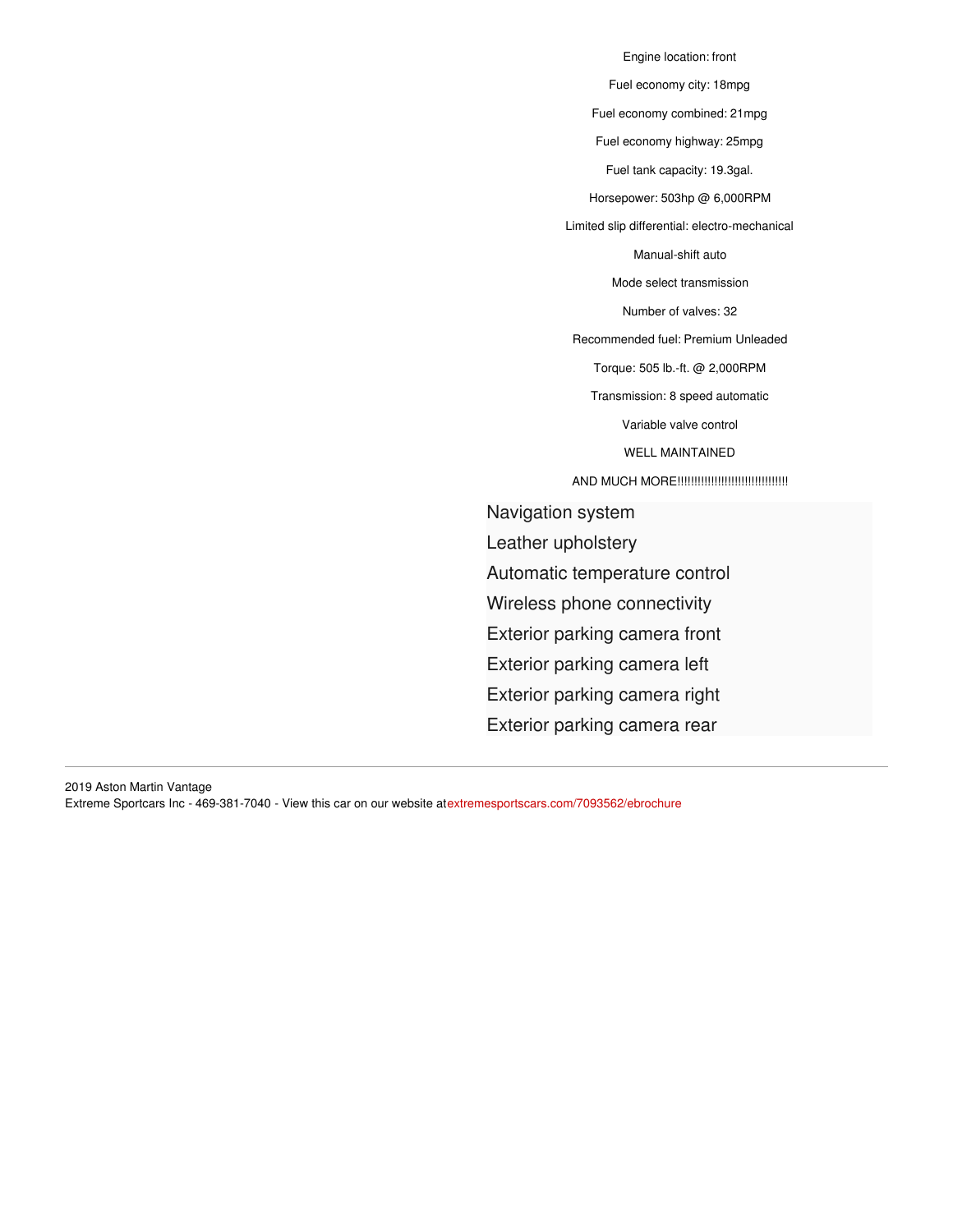Engine location: front

Fuel economy city: 18mpg

Fuel economy combined: 21mpg

Fuel economy highway: 25mpg

Fuel tank capacity: 19.3gal.

Horsepower: 503hp @ 6,000RPM

Limited slip differential: electro-mechanical

Manual-shift auto

Mode select transmission

Number of valves: 32

Recommended fuel: Premium Unleaded

Torque: 505 lb.-ft. @ 2,000RPM

Transmission: 8 speed automatic

Variable valve control

WELL MAINTAINED

AND MUCH MORE!!!!!!!!!!!!!!!!!!!!!!!!!!!!!!!!!

Navigation system

Leather upholstery

Automatic temperature control

Wireless phone connectivity

Exterior parking camera front

Exterior parking camera left

Exterior parking camera right

Exterior parking camera rear

---

2019 Aston Martin Vantage
Extreme Sportcars Inc - 469-381-7040 - View this car on our website at extremesportscars.com/7093562/ebrochure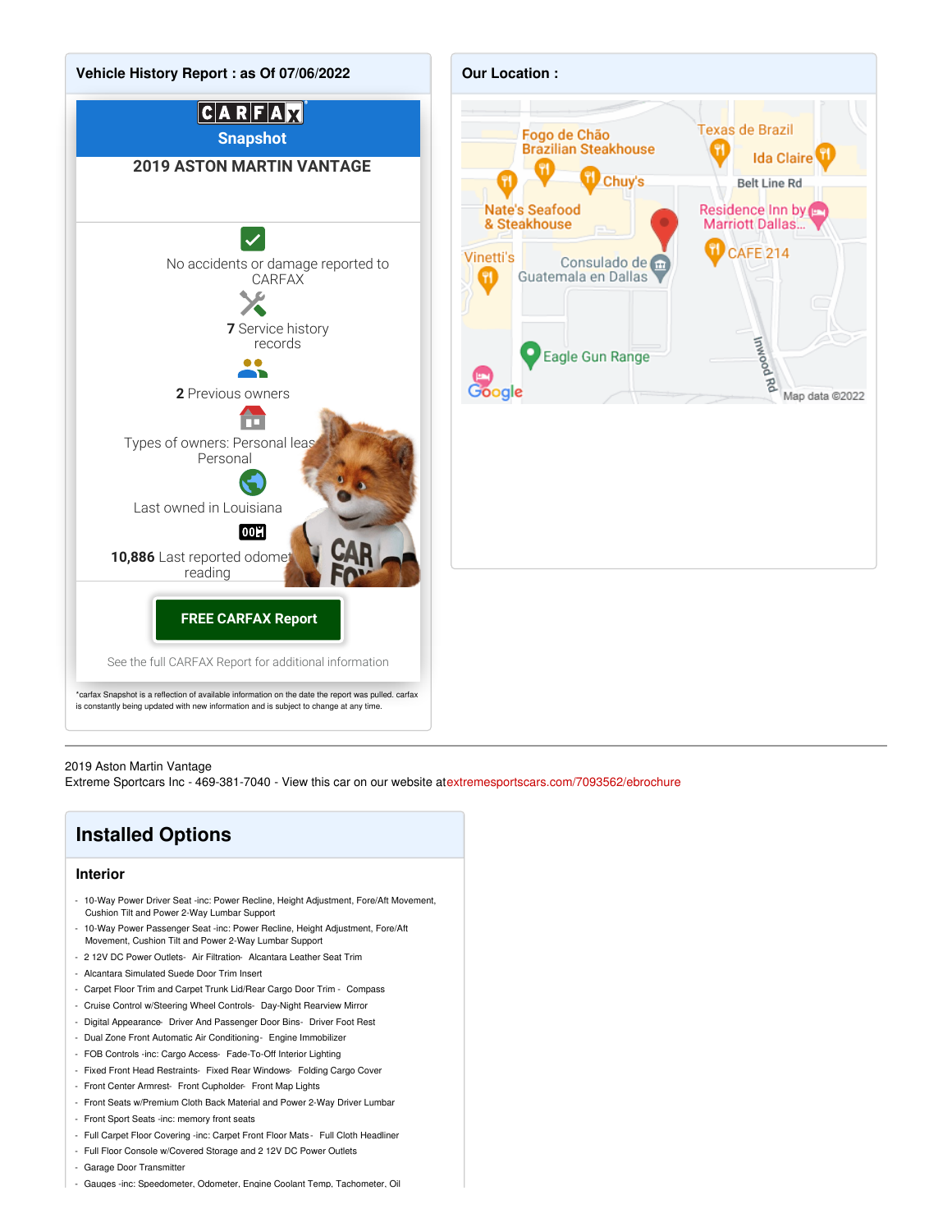**Vehicle History Report : as Of 07/06/2022**

CARFAX Snapshot

**2019 ASTON MARTIN VANTAGE**

No accidents or damage reported to CARFAX

**7** Service history records

**2** Previous owners

Types of owners: Personal lease, Personal

Last owned in Louisiana

**10,886** Last reported odometer reading

**FREE CARFAX Report**

See the full CARFAX Report for additional information

*carfax Snapshot is a reflection of available information on the date the report was pulled. carfax is constantly being updated with new information and is subject to change at any time.

**Our Location :**

---

2019 Aston Martin Vantage
Extreme Sportcars Inc - 469-381-7040 - View this car on our website at extremesportscars.com/7093562/ebrochure

## Installed Options

### Interior

- 10-Way Power Driver Seat -inc: Power Recline, Height Adjustment, Fore/Aft Movement, Cushion Tilt and Power 2-Way Lumbar Support
- 10-Way Power Passenger Seat -inc: Power Recline, Height Adjustment, Fore/Aft Movement, Cushion Tilt and Power 2-Way Lumbar Support
- 2 12V DC Power Outlets- Air Filtration- Alcantara Leather Seat Trim
- Alcantara Simulated Suede Door Trim Insert
- Carpet Floor Trim and Carpet Trunk Lid/Rear Cargo Door Trim - Compass
- Cruise Control w/Steering Wheel Controls- Day-Night Rearview Mirror
- Digital Appearance- Driver And Passenger Door Bins- Driver Foot Rest
- Dual Zone Front Automatic Air Conditioning- Engine Immobilizer
- FOB Controls -inc: Cargo Access- Fade-To-Off Interior Lighting
- Fixed Front Head Restraints- Fixed Rear Windows- Folding Cargo Cover
- Front Center Armrest- Front Cupholder- Front Map Lights
- Front Seats w/Premium Cloth Back Material and Power 2-Way Driver Lumbar
- Front Sport Seats -inc: memory front seats
- Full Carpet Floor Covering -inc: Carpet Front Floor Mats - Full Cloth Headliner
- Full Floor Console w/Covered Storage and 2 12V DC Power Outlets
- Garage Door Transmitter
- Gauges -inc: Speedometer, Odometer, Engine Coolant Temp, Tachometer, Oil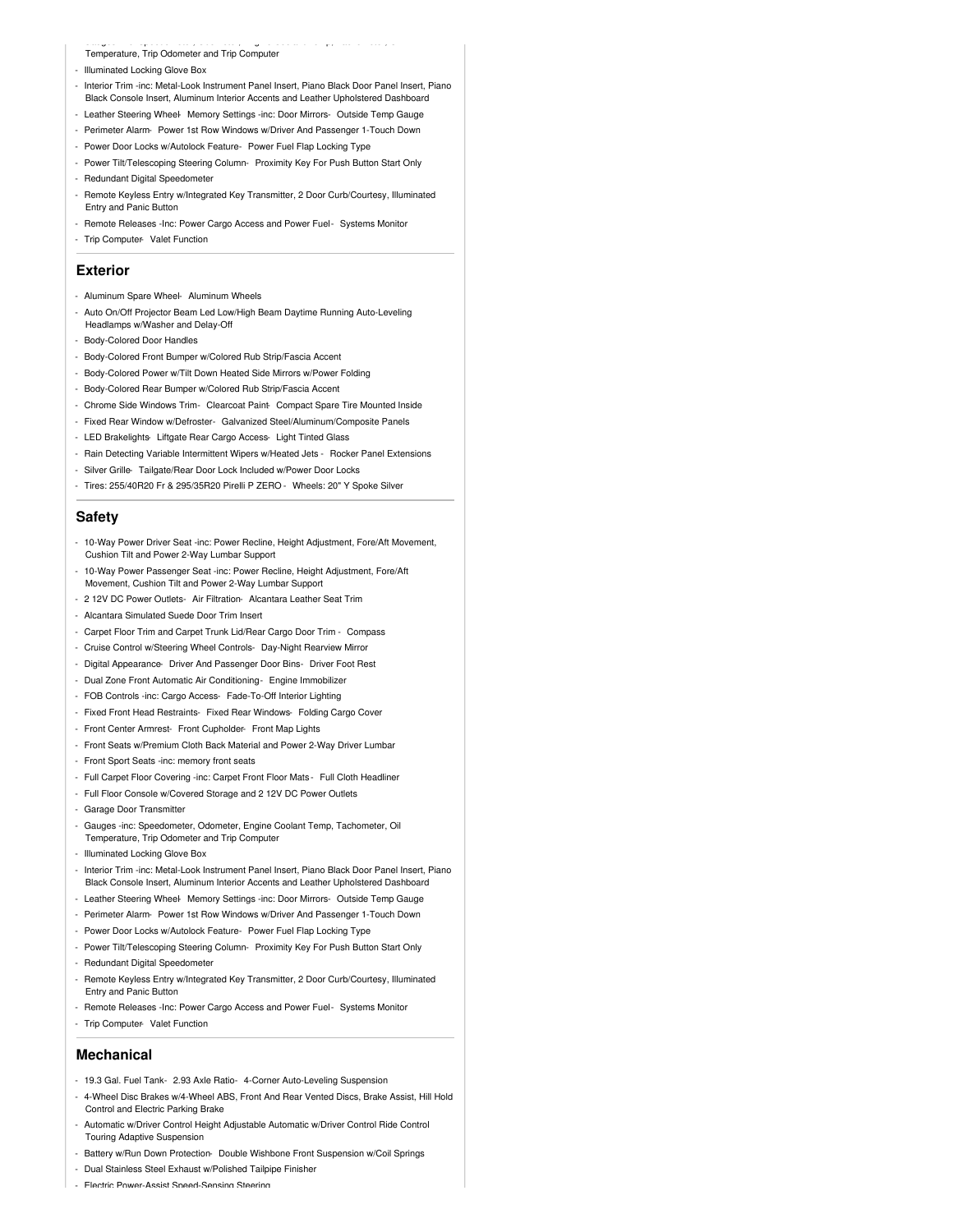- Temperature, Trip Odometer and Trip Computer
- Illuminated Locking Glove Box
- Interior Trim -inc: Metal-Look Instrument Panel Insert, Piano Black Door Panel Insert, Piano Black Console Insert, Aluminum Interior Accents and Leather Upholstered Dashboard
- Leather Steering Wheel- Memory Settings -inc: Door Mirrors- Outside Temp Gauge
- Perimeter Alarm- Power 1st Row Windows w/Driver And Passenger 1-Touch Down
- Power Door Locks w/Autolock Feature- Power Fuel Flap Locking Type
- Power Tilt/Telescoping Steering Column- Proximity Key For Push Button Start Only
- Redundant Digital Speedometer
- Remote Keyless Entry w/Integrated Key Transmitter, 2 Door Curb/Courtesy, Illuminated Entry and Panic Button
- Remote Releases -Inc: Power Cargo Access and Power Fuel- Systems Monitor
- Trip Computer- Valet Function

## Exterior

- Aluminum Spare Wheel- Aluminum Wheels
- Auto On/Off Projector Beam Led Low/High Beam Daytime Running Auto-Leveling Headlamps w/Washer and Delay-Off
- Body-Colored Door Handles
- Body-Colored Front Bumper w/Colored Rub Strip/Fascia Accent
- Body-Colored Power w/Tilt Down Heated Side Mirrors w/Power Folding
- Body-Colored Rear Bumper w/Colored Rub Strip/Fascia Accent
- Chrome Side Windows Trim- Clearcoat Paint- Compact Spare Tire Mounted Inside
- Fixed Rear Window w/Defroster- Galvanized Steel/Aluminum/Composite Panels
- LED Brakelights- Liftgate Rear Cargo Access- Light Tinted Glass
- Rain Detecting Variable Intermittent Wipers w/Heated Jets - Rocker Panel Extensions
- Silver Grille- Tailgate/Rear Door Lock Included w/Power Door Locks
- Tires: 255/40R20 Fr & 295/35R20 Pirelli P ZERO - Wheels: 20" Y Spoke Silver

## Safety

- 10-Way Power Driver Seat -inc: Power Recline, Height Adjustment, Fore/Aft Movement, Cushion Tilt and Power 2-Way Lumbar Support
- 10-Way Power Passenger Seat -inc: Power Recline, Height Adjustment, Fore/Aft Movement, Cushion Tilt and Power 2-Way Lumbar Support
- 2 12V DC Power Outlets- Air Filtration- Alcantara Leather Seat Trim
- Alcantara Simulated Suede Door Trim Insert
- Carpet Floor Trim and Carpet Trunk Lid/Rear Cargo Door Trim - Compass
- Cruise Control w/Steering Wheel Controls- Day-Night Rearview Mirror
- Digital Appearance- Driver And Passenger Door Bins- Driver Foot Rest
- Dual Zone Front Automatic Air Conditioning- Engine Immobilizer
- FOB Controls -inc: Cargo Access- Fade-To-Off Interior Lighting
- Fixed Front Head Restraints- Fixed Rear Windows- Folding Cargo Cover
- Front Center Armrest- Front Cupholder- Front Map Lights
- Front Seats w/Premium Cloth Back Material and Power 2-Way Driver Lumbar
- Front Sport Seats -inc: memory front seats
- Full Carpet Floor Covering -inc: Carpet Front Floor Mats - Full Cloth Headliner
- Full Floor Console w/Covered Storage and 2 12V DC Power Outlets
- Garage Door Transmitter
- Gauges -inc: Speedometer, Odometer, Engine Coolant Temp, Tachometer, Oil Temperature, Trip Odometer and Trip Computer
- Illuminated Locking Glove Box
- Interior Trim -inc: Metal-Look Instrument Panel Insert, Piano Black Door Panel Insert, Piano Black Console Insert, Aluminum Interior Accents and Leather Upholstered Dashboard
- Leather Steering Wheel- Memory Settings -inc: Door Mirrors- Outside Temp Gauge
- Perimeter Alarm- Power 1st Row Windows w/Driver And Passenger 1-Touch Down
- Power Door Locks w/Autolock Feature- Power Fuel Flap Locking Type
- Power Tilt/Telescoping Steering Column- Proximity Key For Push Button Start Only
- Redundant Digital Speedometer
- Remote Keyless Entry w/Integrated Key Transmitter, 2 Door Curb/Courtesy, Illuminated Entry and Panic Button
- Remote Releases -Inc: Power Cargo Access and Power Fuel- Systems Monitor
- Trip Computer- Valet Function

## Mechanical

- 19.3 Gal. Fuel Tank- 2.93 Axle Ratio- 4-Corner Auto-Leveling Suspension
- 4-Wheel Disc Brakes w/4-Wheel ABS, Front And Rear Vented Discs, Brake Assist, Hill Hold Control and Electric Parking Brake
- Automatic w/Driver Control Height Adjustable Automatic w/Driver Control Ride Control Touring Adaptive Suspension
- Battery w/Run Down Protection- Double Wishbone Front Suspension w/Coil Springs
- Dual Stainless Steel Exhaust w/Polished Tailpipe Finisher
- Electric Power-Assist Speed-Sensing Steering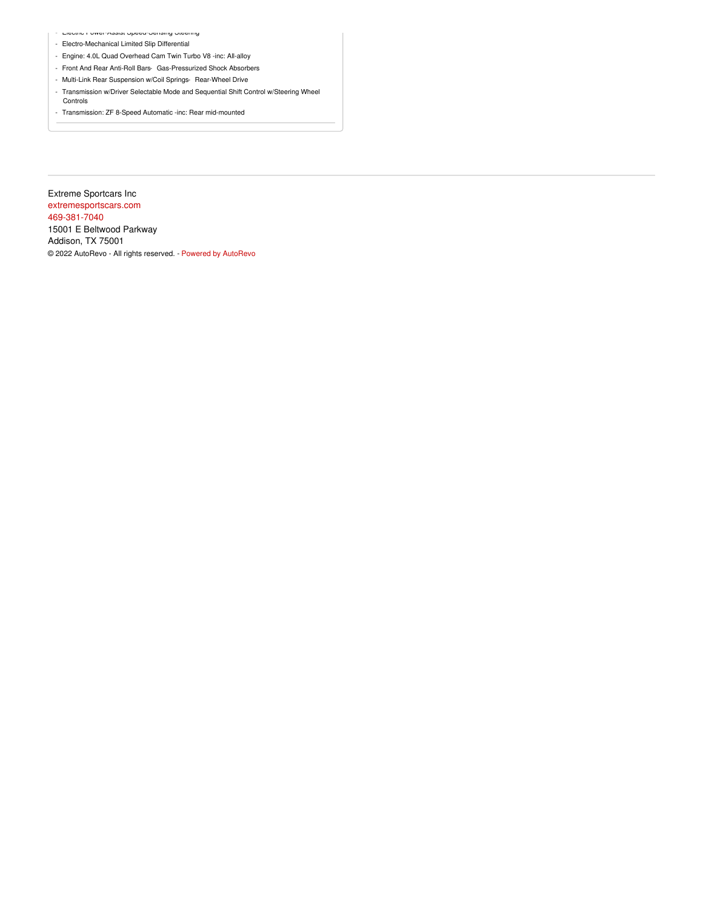- Electric Power-Assist Speed-Sensing Steering
- Electro-Mechanical Limited Slip Differential
- Engine: 4.0L Quad Overhead Cam Twin Turbo V8 -inc: All-alloy
- Front And Rear Anti-Roll Bars- Gas-Pressurized Shock Absorbers
- Multi-Link Rear Suspension w/Coil Springs- Rear-Wheel Drive
- Transmission w/Driver Selectable Mode and Sequential Shift Control w/Steering Wheel Controls
- Transmission: ZF 8-Speed Automatic -inc: Rear mid-mounted

---

Extreme Sportcars Inc
extremesportscars.com
469-381-7040
15001 E Beltwood Parkway
Addison, TX 75001
© 2022 AutoRevo - All rights reserved. - Powered by AutoRevo